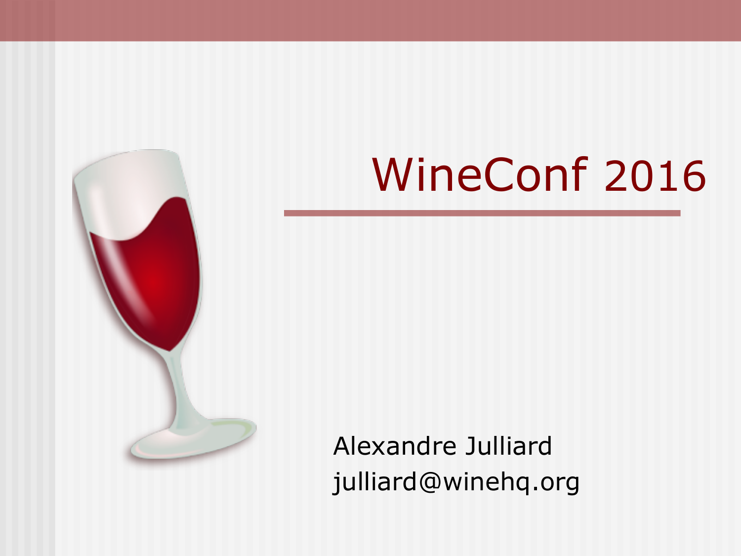# WineConf 2016

Alexandre Julliard
julliard@winehq.org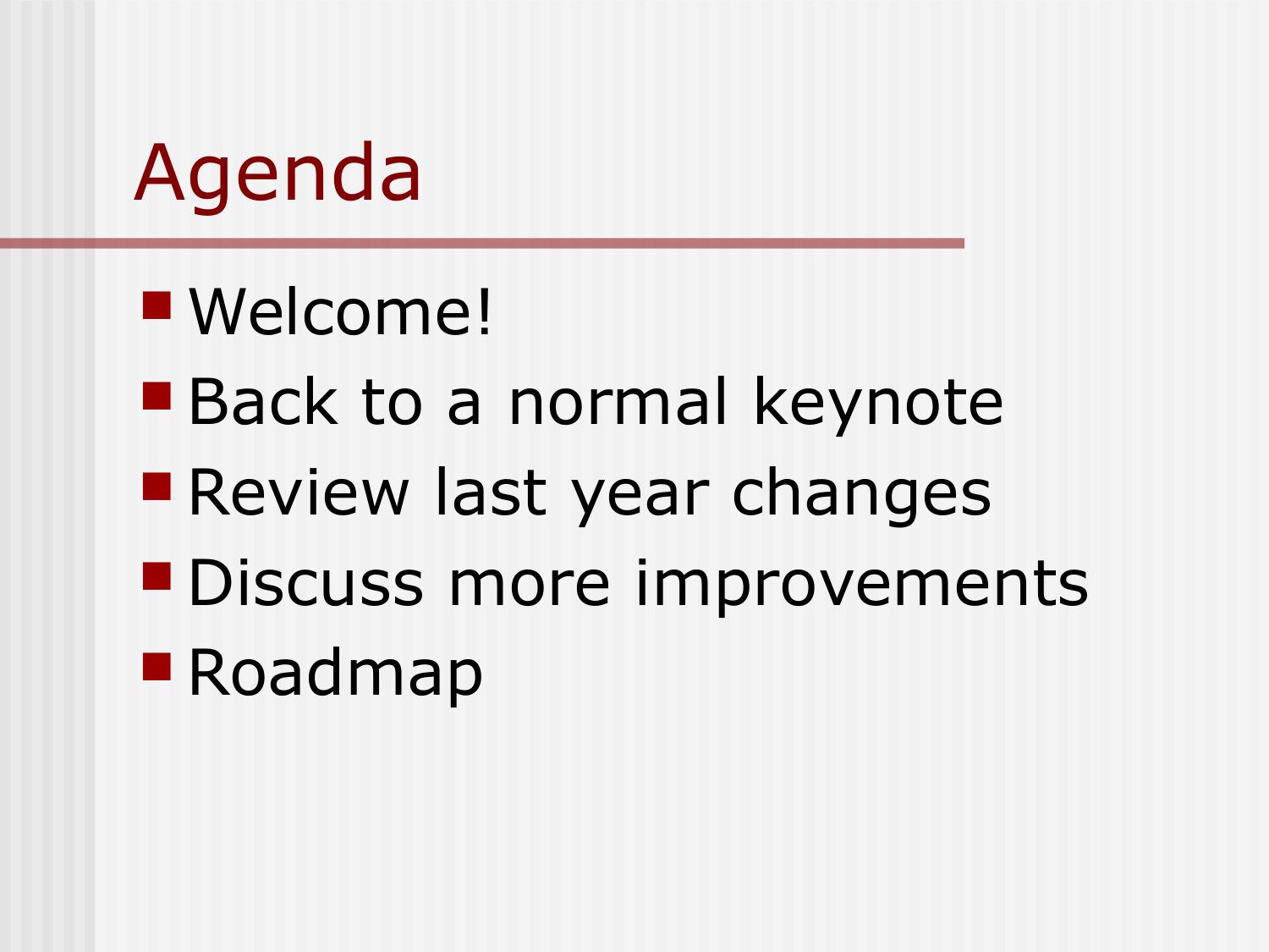# Agenda

- Welcome!
- Back to a normal keynote
- Review last year changes
- Discuss more improvements
- Roadmap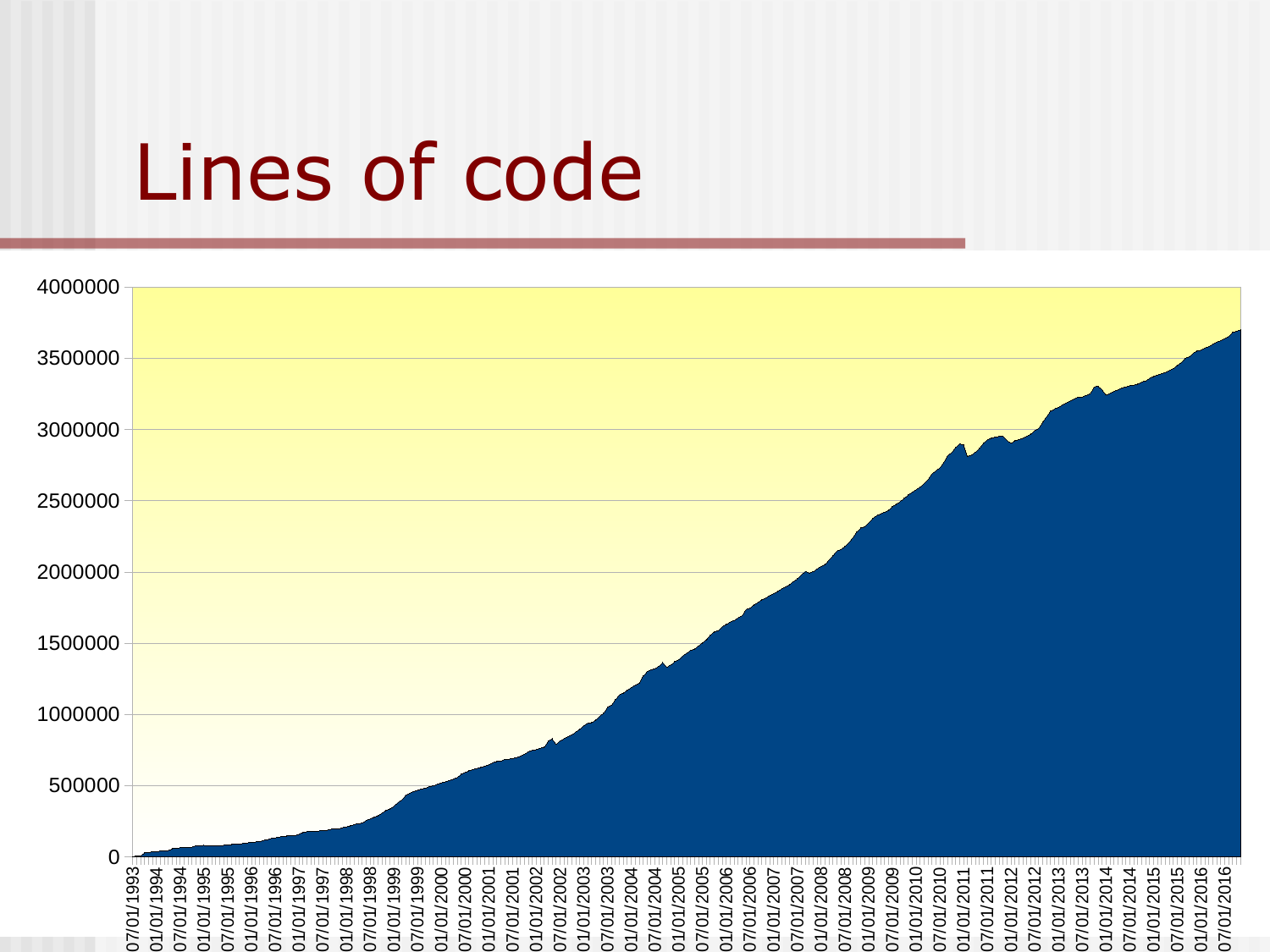# Lines of code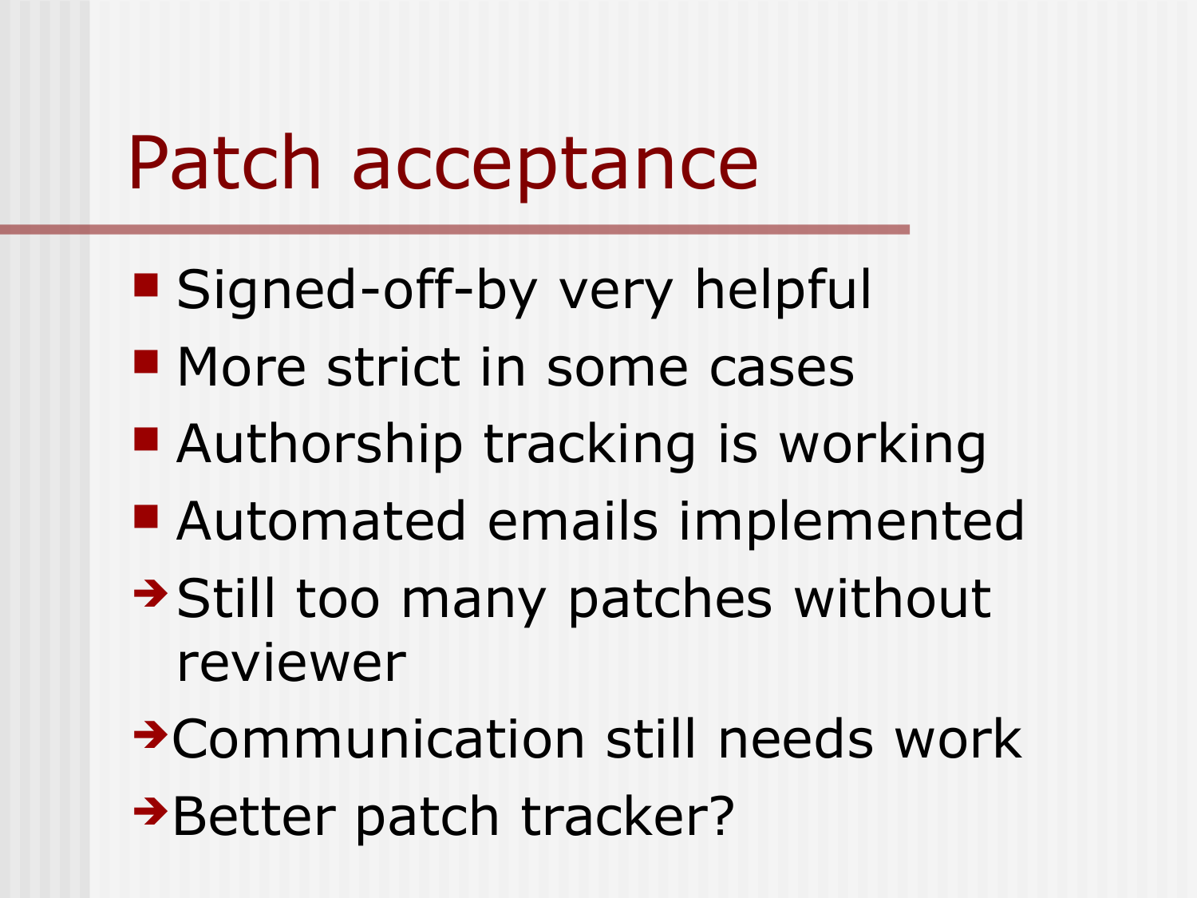# Patch acceptance

- Signed-off-by very helpful
- More strict in some cases
- Authorship tracking is working
- Automated emails implemented

→ Still too many patches without reviewer

→ Communication still needs work

→ Better patch tracker?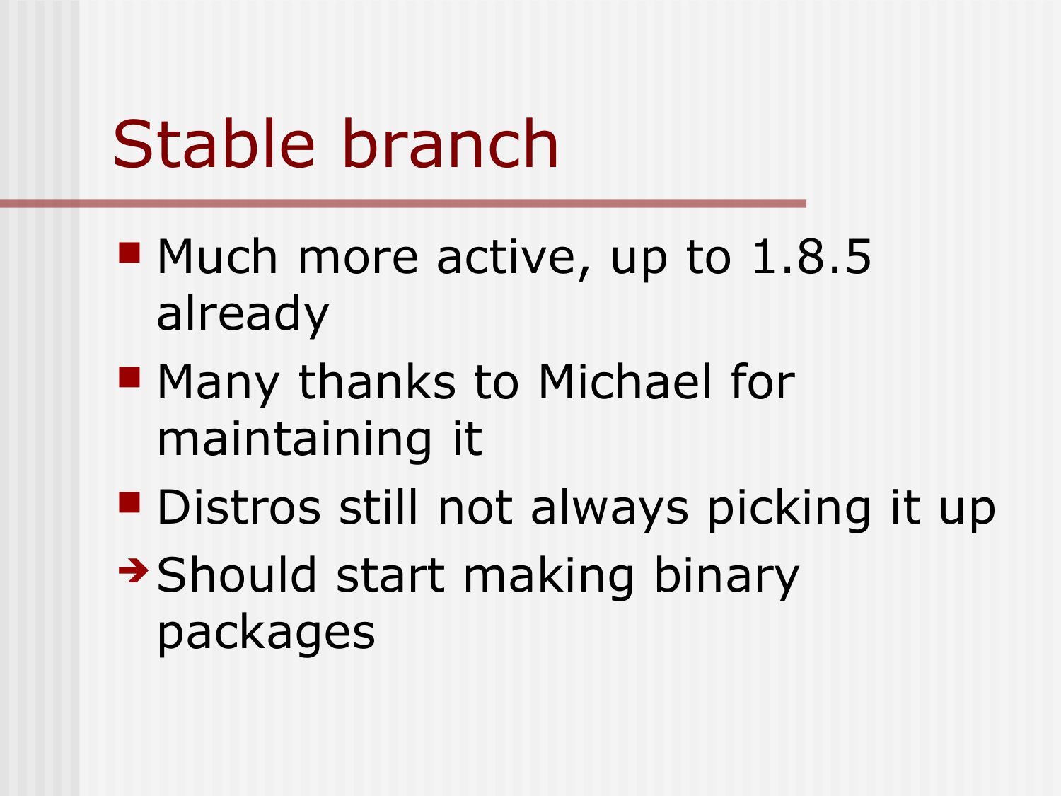# Stable branch

- Much more active, up to 1.8.5 already
- Many thanks to Michael for maintaining it
- Distros still not always picking it up

➔ Should start making binary packages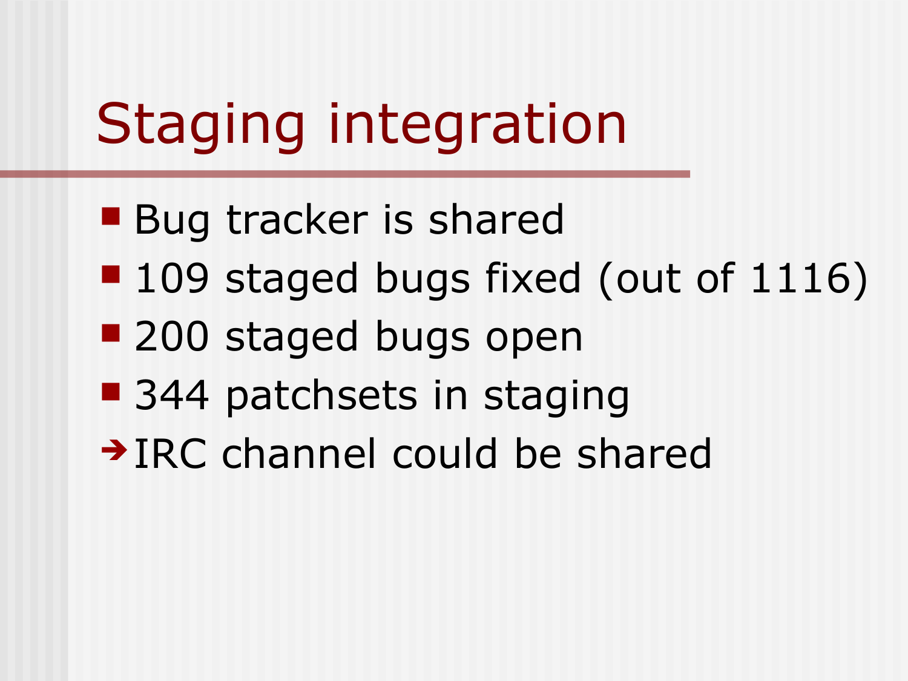# Staging integration

- Bug tracker is shared
- 109 staged bugs fixed (out of 1116)
- 200 staged bugs open
- 344 patchsets in staging

→ IRC channel could be shared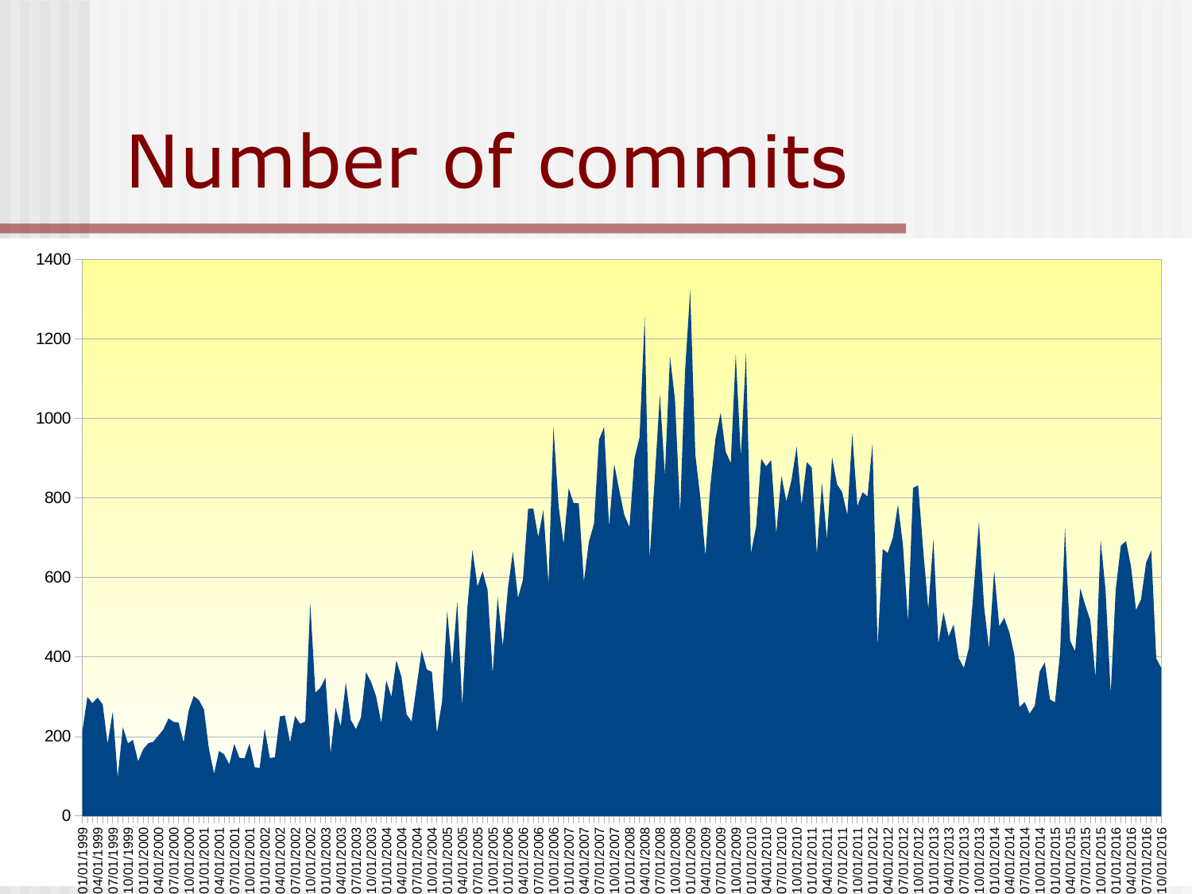# Number of commits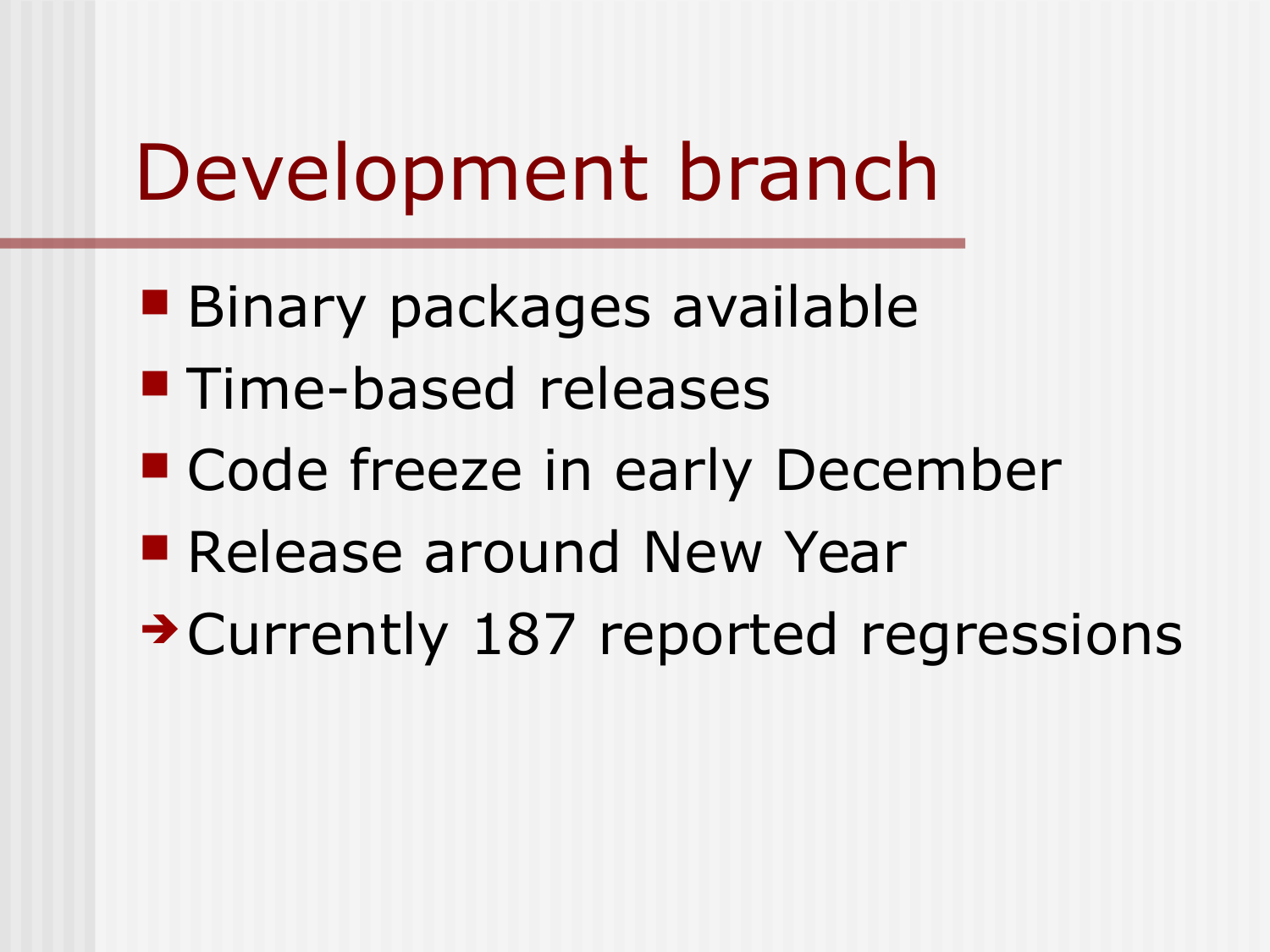# Development branch

- Binary packages available
- Time-based releases
- Code freeze in early December
- Release around New Year

→ Currently 187 reported regressions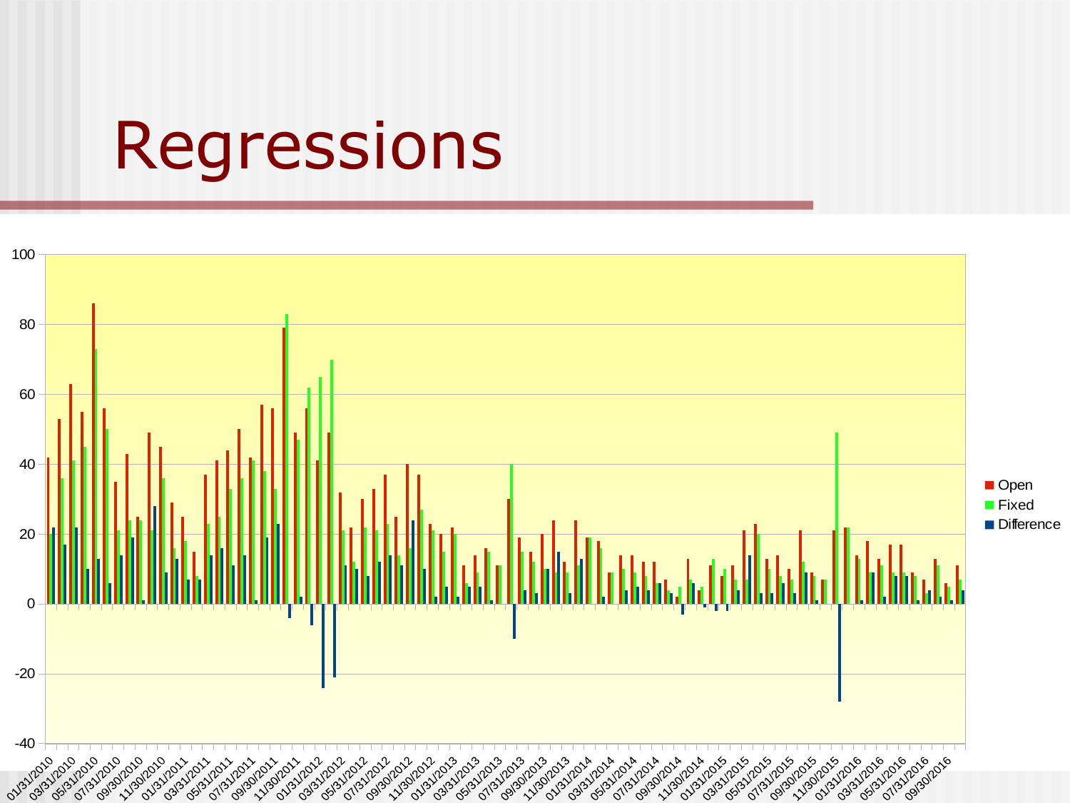# Regressions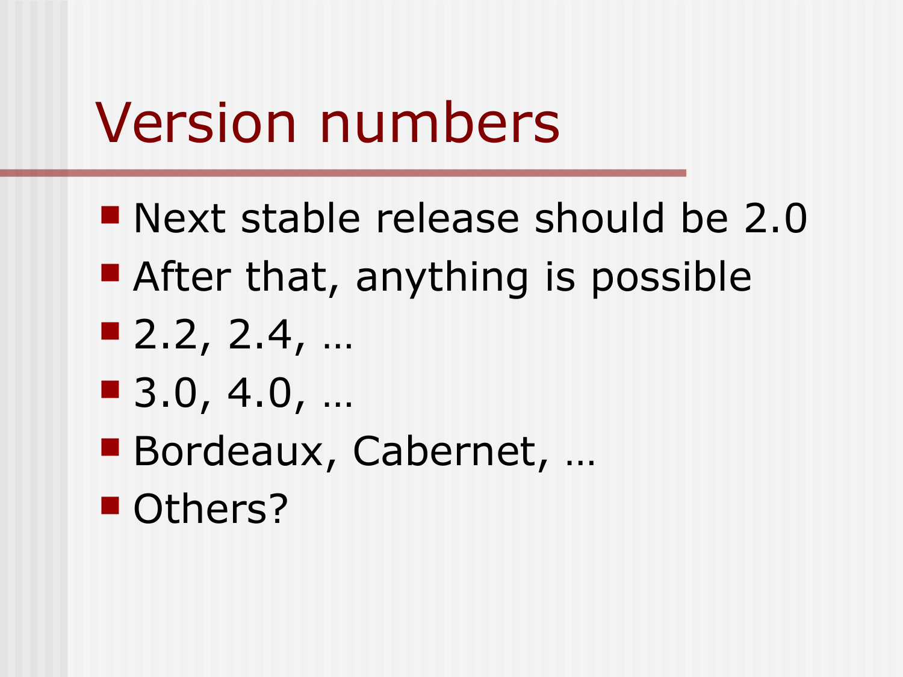# Version numbers

- Next stable release should be 2.0
- After that, anything is possible
- 2.2, 2.4, …
- 3.0, 4.0, …
- Bordeaux, Cabernet, …
- Others?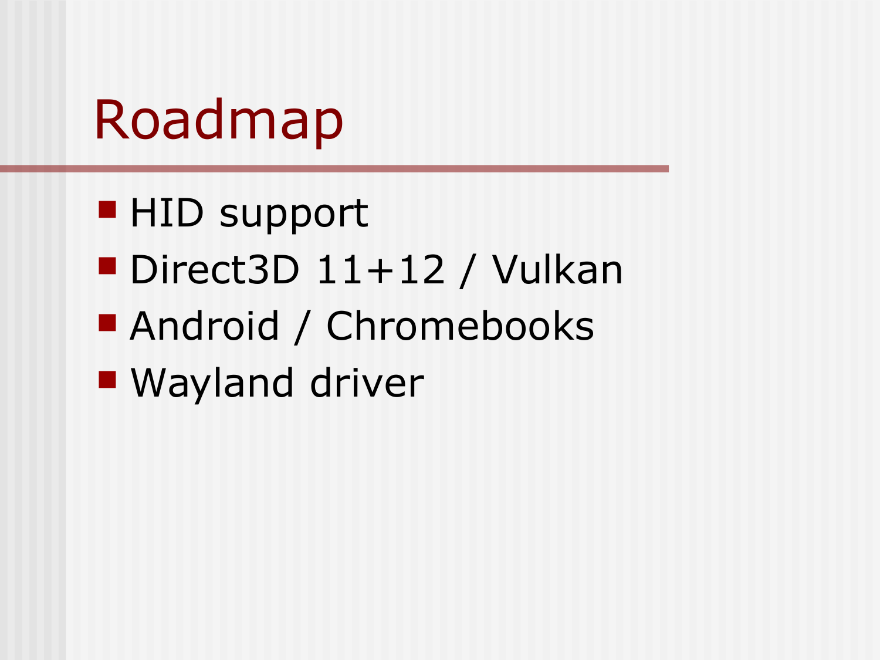# Roadmap

- HID support
- Direct3D 11+12 / Vulkan
- Android / Chromebooks
- Wayland driver